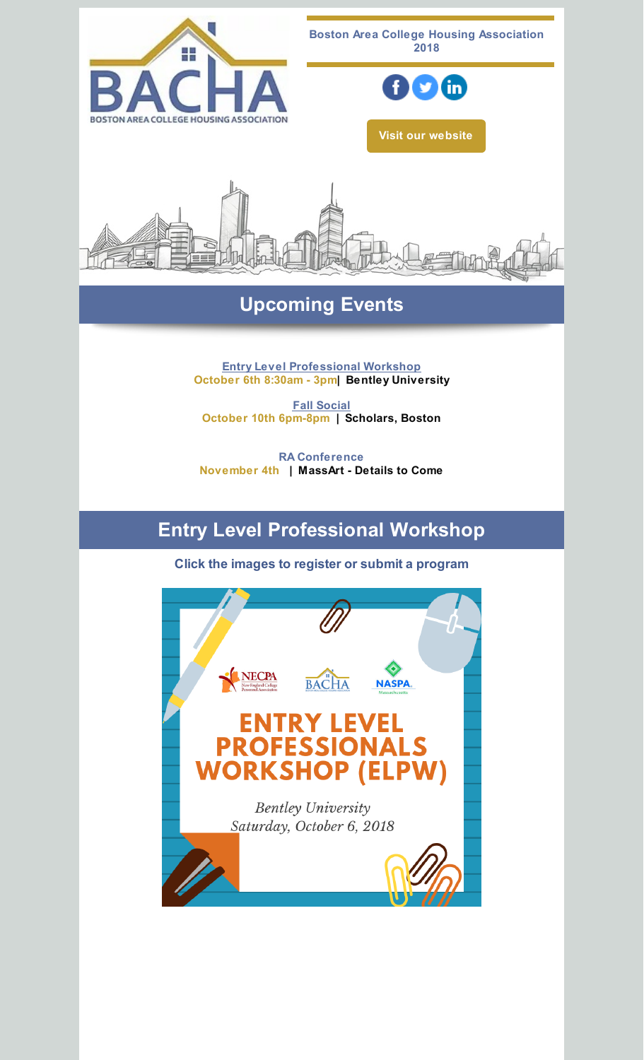Boston Area College Housing Association 2018

Visit our website

## Upcoming Events

**Entry Level Professional Workshop**
**October 6th 8:30am - 3pm| Bentley University**

**Fall Social**
**October 10th 6pm-8pm | Scholars, Boston**

**RA Conference**
**November 4th | MassArt - Details to Come**

## Entry Level Professional Workshop

**Click the images to register or submit a program**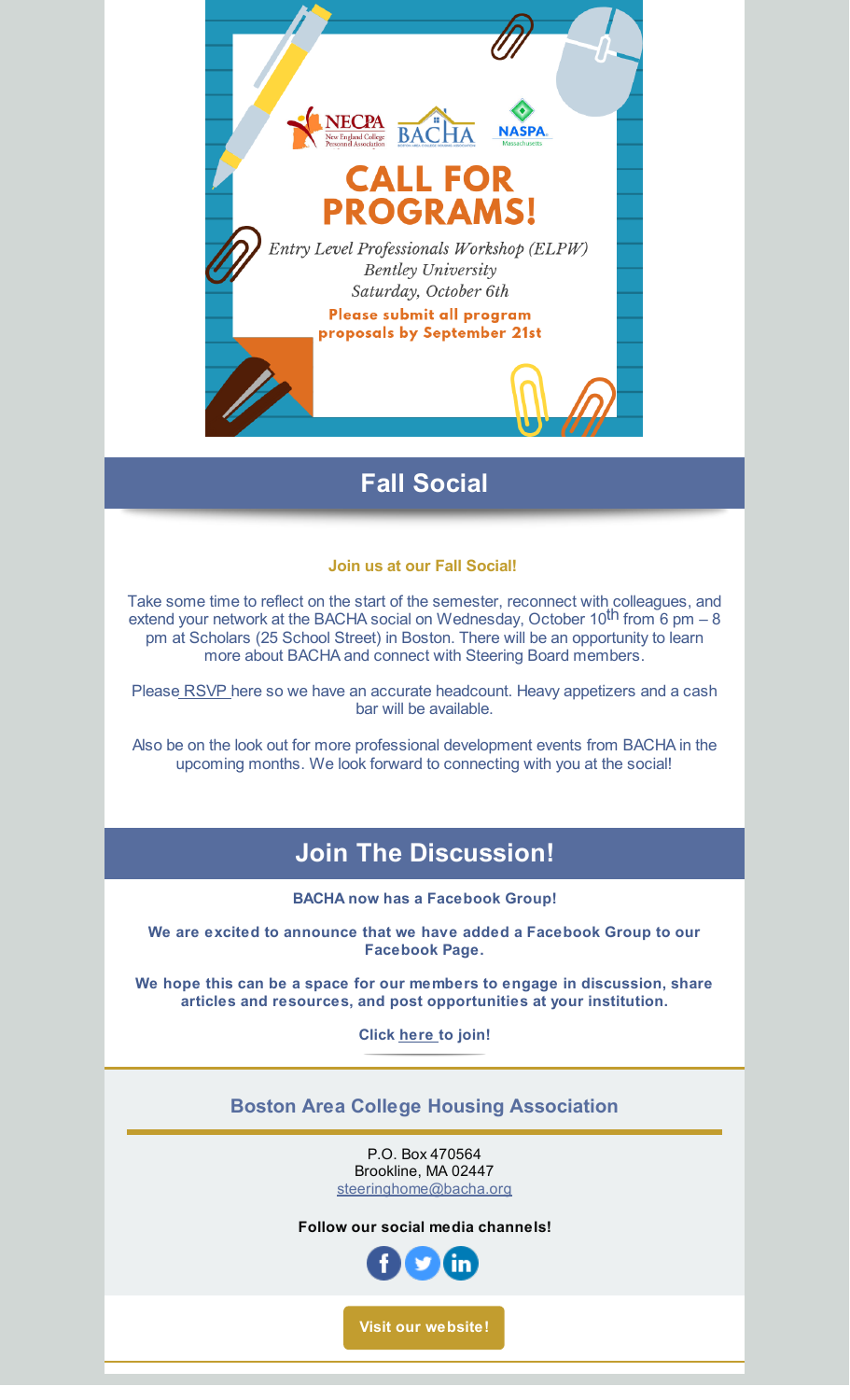NECPA New England College Personnel Association | BACHA | NASPA Massachusetts

# CALL FOR PROGRAMS!

*Entry Level Professionals Workshop (ELPW)*
*Bentley University*
*Saturday, October 6th*

**Please submit all program proposals by September 21st**

## Fall Social

**Join us at our Fall Social!**

Take some time to reflect on the start of the semester, reconnect with colleagues, and extend your network at the BACHA social on Wednesday, October 10th from 6 pm – 8 pm at Scholars (25 School Street) in Boston. There will be an opportunity to learn more about BACHA and connect with Steering Board members.

Please RSVP here so we have an accurate headcount. Heavy appetizers and a cash bar will be available.

Also be on the look out for more professional development events from BACHA in the upcoming months. We look forward to connecting with you at the social!

## Join The Discussion!

**BACHA now has a Facebook Group!**

**We are excited to announce that we have added a Facebook Group to our Facebook Page.**

**We hope this can be a space for our members to engage in discussion, share articles and resources, and post opportunities at your institution.**

**Click here to join!**

### Boston Area College Housing Association

P.O. Box 470564
Brookline, MA 02447
steeringhome@bacha.org

**Follow our social media channels!**

**Visit our website!**